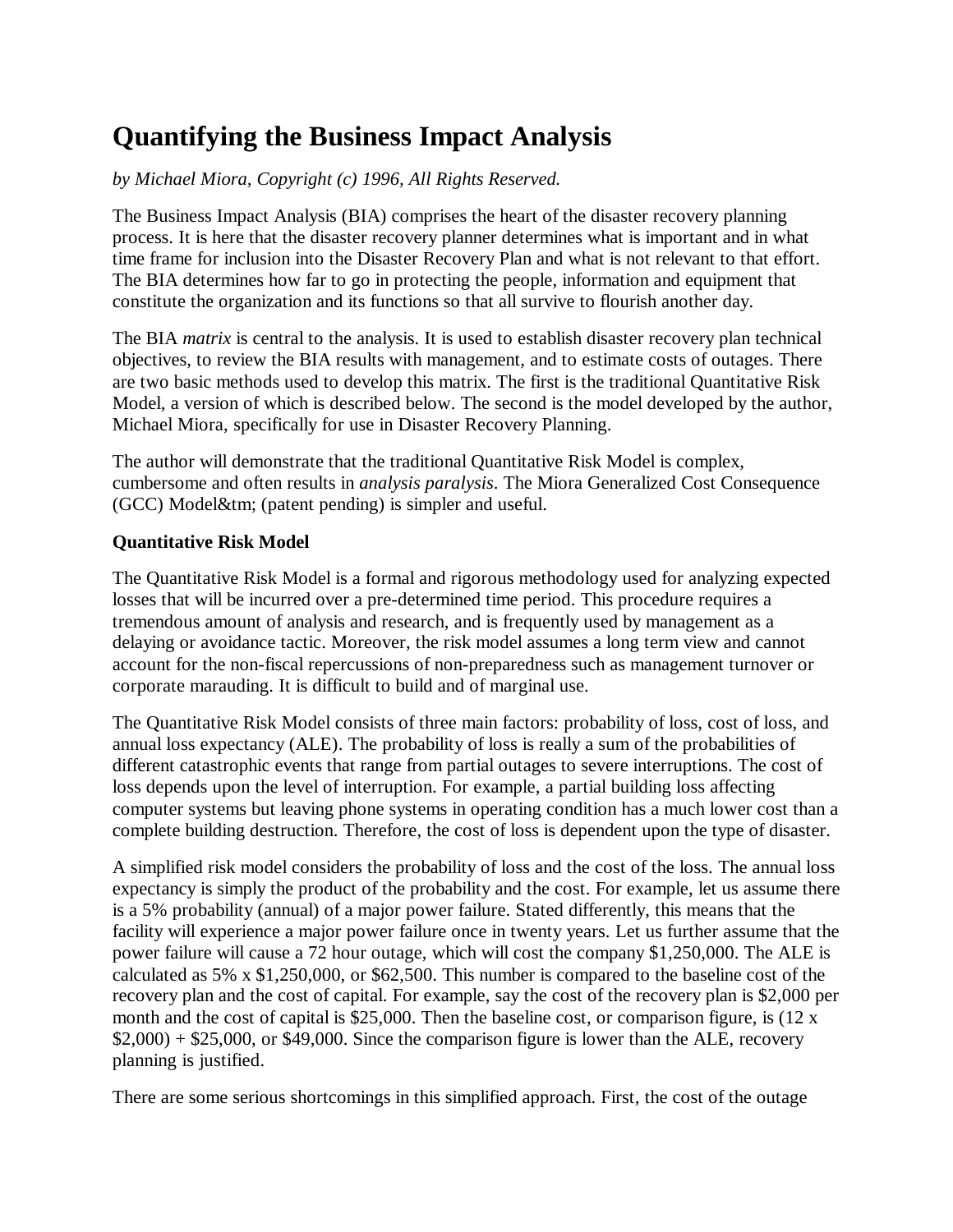# Quantifying the Business Impact Analysis

*by Michael Miora, Copyright (c) 1996, All Rights Reserved.*

The Business Impact Analysis (BIA) comprises the heart of the disaster recovery planning process. It is here that the disaster recovery planner determines what is important and in what time frame for inclusion into the Disaster Recovery Plan and what is not relevant to that effort. The BIA determines how far to go in protecting the people, information and equipment that constitute the organization and its functions so that all survive to flourish another day.

The BIA *matrix* is central to the analysis. It is used to establish disaster recovery plan technical objectives, to review the BIA results with management, and to estimate costs of outages. There are two basic methods used to develop this matrix. The first is the traditional Quantitative Risk Model, a version of which is described below. The second is the model developed by the author, Michael Miora, specifically for use in Disaster Recovery Planning.

The author will demonstrate that the traditional Quantitative Risk Model is complex, cumbersome and often results in *analysis paralysis*. The Miora Generalized Cost Consequence (GCC) Model&tm; (patent pending) is simpler and useful.

**Quantitative Risk Model**

The Quantitative Risk Model is a formal and rigorous methodology used for analyzing expected losses that will be incurred over a pre-determined time period. This procedure requires a tremendous amount of analysis and research, and is frequently used by management as a delaying or avoidance tactic. Moreover, the risk model assumes a long term view and cannot account for the non-fiscal repercussions of non-preparedness such as management turnover or corporate marauding. It is difficult to build and of marginal use.

The Quantitative Risk Model consists of three main factors: probability of loss, cost of loss, and annual loss expectancy (ALE). The probability of loss is really a sum of the probabilities of different catastrophic events that range from partial outages to severe interruptions. The cost of loss depends upon the level of interruption. For example, a partial building loss affecting computer systems but leaving phone systems in operating condition has a much lower cost than a complete building destruction. Therefore, the cost of loss is dependent upon the type of disaster.

A simplified risk model considers the probability of loss and the cost of the loss. The annual loss expectancy is simply the product of the probability and the cost. For example, let us assume there is a 5% probability (annual) of a major power failure. Stated differently, this means that the facility will experience a major power failure once in twenty years. Let us further assume that the power failure will cause a 72 hour outage, which will cost the company $1,250,000. The ALE is calculated as 5% x $1,250,000, or $62,500. This number is compared to the baseline cost of the recovery plan and the cost of capital. For example, say the cost of the recovery plan is $2,000 per month and the cost of capital is $25,000. Then the baseline cost, or comparison figure, is (12 x $2,000) + $25,000, or $49,000. Since the comparison figure is lower than the ALE, recovery planning is justified.

There are some serious shortcomings in this simplified approach. First, the cost of the outage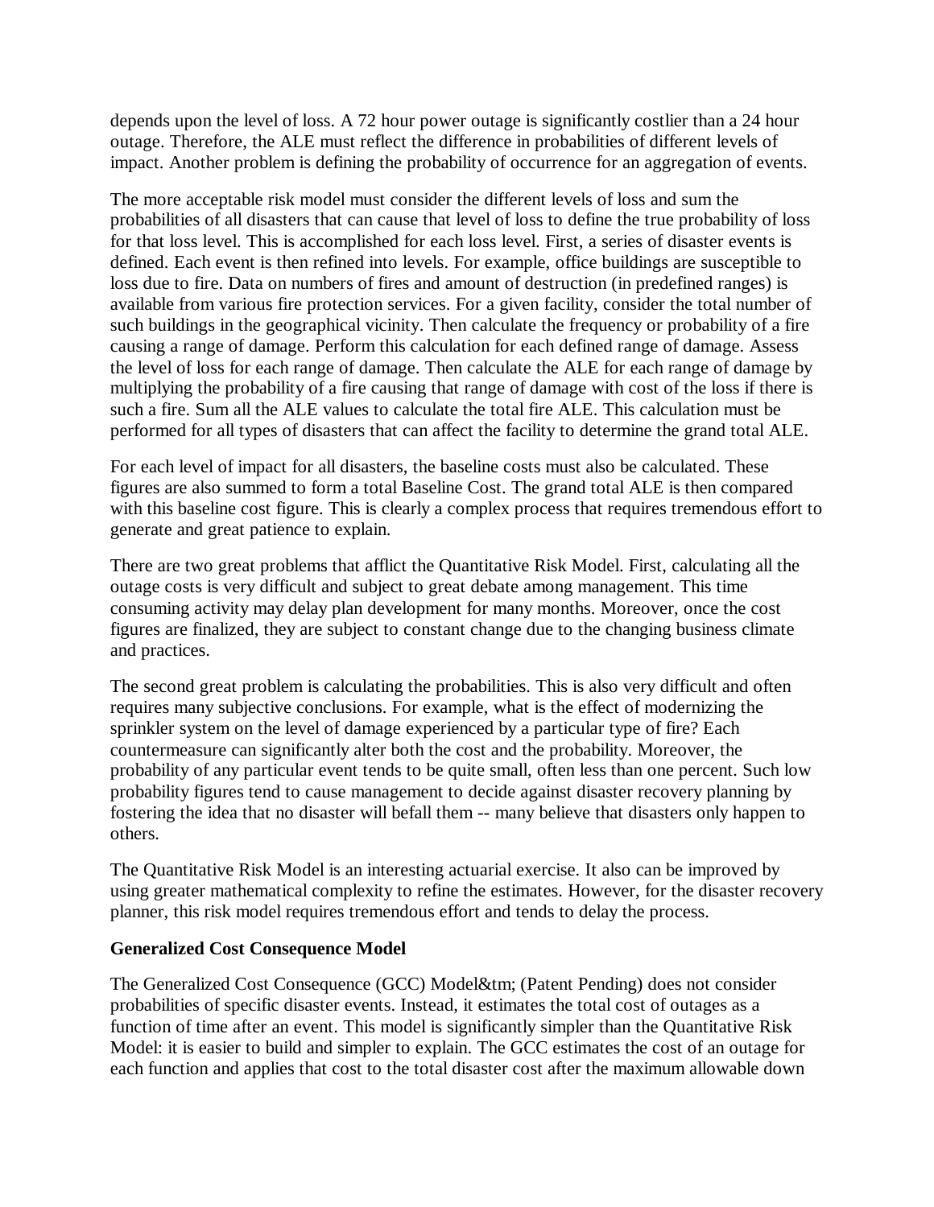depends upon the level of loss. A 72 hour power outage is significantly costlier than a 24 hour outage. Therefore, the ALE must reflect the difference in probabilities of different levels of impact. Another problem is defining the probability of occurrence for an aggregation of events.

The more acceptable risk model must consider the different levels of loss and sum the probabilities of all disasters that can cause that level of loss to define the true probability of loss for that loss level. This is accomplished for each loss level. First, a series of disaster events is defined. Each event is then refined into levels. For example, office buildings are susceptible to loss due to fire. Data on numbers of fires and amount of destruction (in predefined ranges) is available from various fire protection services. For a given facility, consider the total number of such buildings in the geographical vicinity. Then calculate the frequency or probability of a fire causing a range of damage. Perform this calculation for each defined range of damage. Assess the level of loss for each range of damage. Then calculate the ALE for each range of damage by multiplying the probability of a fire causing that range of damage with cost of the loss if there is such a fire. Sum all the ALE values to calculate the total fire ALE. This calculation must be performed for all types of disasters that can affect the facility to determine the grand total ALE.

For each level of impact for all disasters, the baseline costs must also be calculated. These figures are also summed to form a total Baseline Cost. The grand total ALE is then compared with this baseline cost figure. This is clearly a complex process that requires tremendous effort to generate and great patience to explain.

There are two great problems that afflict the Quantitative Risk Model. First, calculating all the outage costs is very difficult and subject to great debate among management. This time consuming activity may delay plan development for many months. Moreover, once the cost figures are finalized, they are subject to constant change due to the changing business climate and practices.

The second great problem is calculating the probabilities. This is also very difficult and often requires many subjective conclusions. For example, what is the effect of modernizing the sprinkler system on the level of damage experienced by a particular type of fire? Each countermeasure can significantly alter both the cost and the probability. Moreover, the probability of any particular event tends to be quite small, often less than one percent. Such low probability figures tend to cause management to decide against disaster recovery planning by fostering the idea that no disaster will befall them -- many believe that disasters only happen to others.

The Quantitative Risk Model is an interesting actuarial exercise. It also can be improved by using greater mathematical complexity to refine the estimates. However, for the disaster recovery planner, this risk model requires tremendous effort and tends to delay the process.

**Generalized Cost Consequence Model**

The Generalized Cost Consequence (GCC) Model&tm; (Patent Pending) does not consider probabilities of specific disaster events. Instead, it estimates the total cost of outages as a function of time after an event. This model is significantly simpler than the Quantitative Risk Model: it is easier to build and simpler to explain. The GCC estimates the cost of an outage for each function and applies that cost to the total disaster cost after the maximum allowable down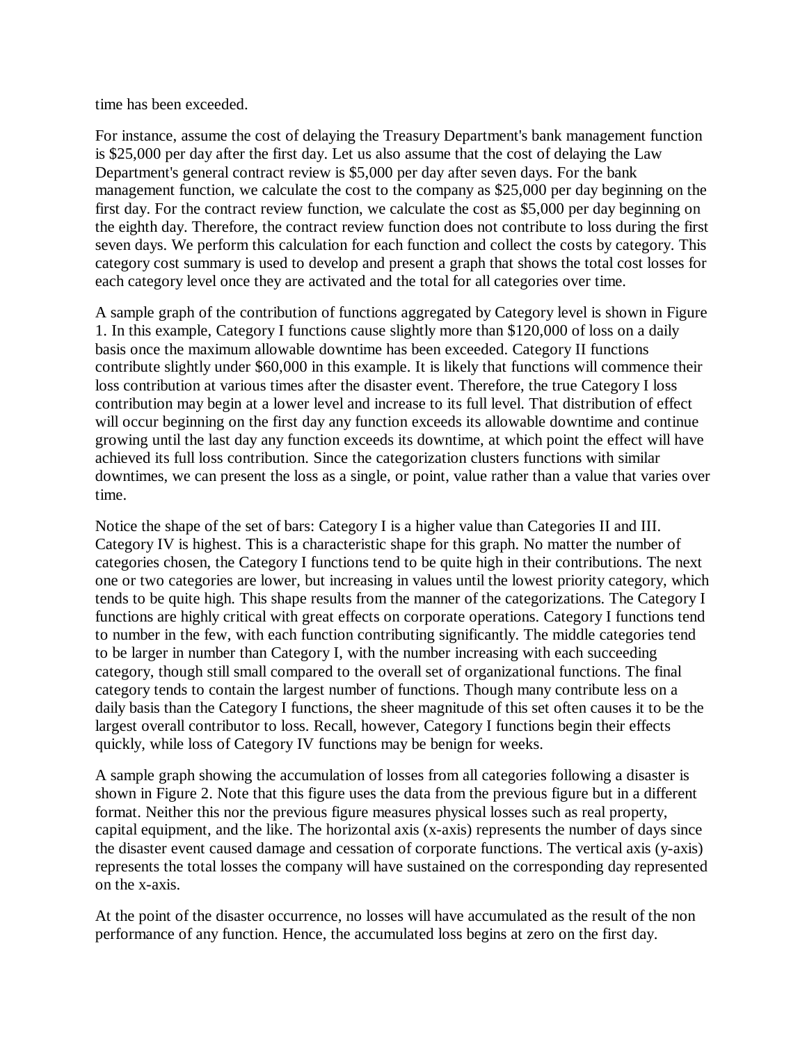time has been exceeded.

For instance, assume the cost of delaying the Treasury Department's bank management function is $25,000 per day after the first day. Let us also assume that the cost of delaying the Law Department's general contract review is $5,000 per day after seven days. For the bank management function, we calculate the cost to the company as $25,000 per day beginning on the first day. For the contract review function, we calculate the cost as $5,000 per day beginning on the eighth day. Therefore, the contract review function does not contribute to loss during the first seven days. We perform this calculation for each function and collect the costs by category. This category cost summary is used to develop and present a graph that shows the total cost losses for each category level once they are activated and the total for all categories over time.

A sample graph of the contribution of functions aggregated by Category level is shown in Figure 1. In this example, Category I functions cause slightly more than $120,000 of loss on a daily basis once the maximum allowable downtime has been exceeded. Category II functions contribute slightly under $60,000 in this example. It is likely that functions will commence their loss contribution at various times after the disaster event. Therefore, the true Category I loss contribution may begin at a lower level and increase to its full level. That distribution of effect will occur beginning on the first day any function exceeds its allowable downtime and continue growing until the last day any function exceeds its downtime, at which point the effect will have achieved its full loss contribution. Since the categorization clusters functions with similar downtimes, we can present the loss as a single, or point, value rather than a value that varies over time.

Notice the shape of the set of bars: Category I is a higher value than Categories II and III. Category IV is highest. This is a characteristic shape for this graph. No matter the number of categories chosen, the Category I functions tend to be quite high in their contributions. The next one or two categories are lower, but increasing in values until the lowest priority category, which tends to be quite high. This shape results from the manner of the categorizations. The Category I functions are highly critical with great effects on corporate operations. Category I functions tend to number in the few, with each function contributing significantly. The middle categories tend to be larger in number than Category I, with the number increasing with each succeeding category, though still small compared to the overall set of organizational functions. The final category tends to contain the largest number of functions. Though many contribute less on a daily basis than the Category I functions, the sheer magnitude of this set often causes it to be the largest overall contributor to loss. Recall, however, Category I functions begin their effects quickly, while loss of Category IV functions may be benign for weeks.

A sample graph showing the accumulation of losses from all categories following a disaster is shown in Figure 2. Note that this figure uses the data from the previous figure but in a different format. Neither this nor the previous figure measures physical losses such as real property, capital equipment, and the like. The horizontal axis (x-axis) represents the number of days since the disaster event caused damage and cessation of corporate functions. The vertical axis (y-axis) represents the total losses the company will have sustained on the corresponding day represented on the x-axis.

At the point of the disaster occurrence, no losses will have accumulated as the result of the non performance of any function. Hence, the accumulated loss begins at zero on the first day.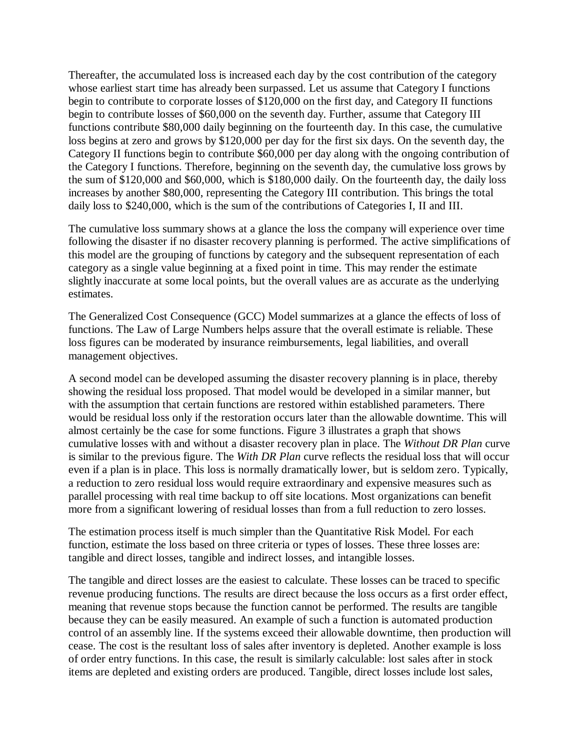Thereafter, the accumulated loss is increased each day by the cost contribution of the category whose earliest start time has already been surpassed. Let us assume that Category I functions begin to contribute to corporate losses of $120,000 on the first day, and Category II functions begin to contribute losses of $60,000 on the seventh day. Further, assume that Category III functions contribute $80,000 daily beginning on the fourteenth day. In this case, the cumulative loss begins at zero and grows by $120,000 per day for the first six days. On the seventh day, the Category II functions begin to contribute $60,000 per day along with the ongoing contribution of the Category I functions. Therefore, beginning on the seventh day, the cumulative loss grows by the sum of $120,000 and $60,000, which is $180,000 daily. On the fourteenth day, the daily loss increases by another $80,000, representing the Category III contribution. This brings the total daily loss to $240,000, which is the sum of the contributions of Categories I, II and III.

The cumulative loss summary shows at a glance the loss the company will experience over time following the disaster if no disaster recovery planning is performed. The active simplifications of this model are the grouping of functions by category and the subsequent representation of each category as a single value beginning at a fixed point in time. This may render the estimate slightly inaccurate at some local points, but the overall values are as accurate as the underlying estimates.

The Generalized Cost Consequence (GCC) Model summarizes at a glance the effects of loss of functions. The Law of Large Numbers helps assure that the overall estimate is reliable. These loss figures can be moderated by insurance reimbursements, legal liabilities, and overall management objectives.

A second model can be developed assuming the disaster recovery planning is in place, thereby showing the residual loss proposed. That model would be developed in a similar manner, but with the assumption that certain functions are restored within established parameters. There would be residual loss only if the restoration occurs later than the allowable downtime. This will almost certainly be the case for some functions. Figure 3 illustrates a graph that shows cumulative losses with and without a disaster recovery plan in place. The *Without DR Plan* curve is similar to the previous figure. The *With DR Plan* curve reflects the residual loss that will occur even if a plan is in place. This loss is normally dramatically lower, but is seldom zero. Typically, a reduction to zero residual loss would require extraordinary and expensive measures such as parallel processing with real time backup to off site locations. Most organizations can benefit more from a significant lowering of residual losses than from a full reduction to zero losses.

The estimation process itself is much simpler than the Quantitative Risk Model. For each function, estimate the loss based on three criteria or types of losses. These three losses are: tangible and direct losses, tangible and indirect losses, and intangible losses.

The tangible and direct losses are the easiest to calculate. These losses can be traced to specific revenue producing functions. The results are direct because the loss occurs as a first order effect, meaning that revenue stops because the function cannot be performed. The results are tangible because they can be easily measured. An example of such a function is automated production control of an assembly line. If the systems exceed their allowable downtime, then production will cease. The cost is the resultant loss of sales after inventory is depleted. Another example is loss of order entry functions. In this case, the result is similarly calculable: lost sales after in stock items are depleted and existing orders are produced. Tangible, direct losses include lost sales,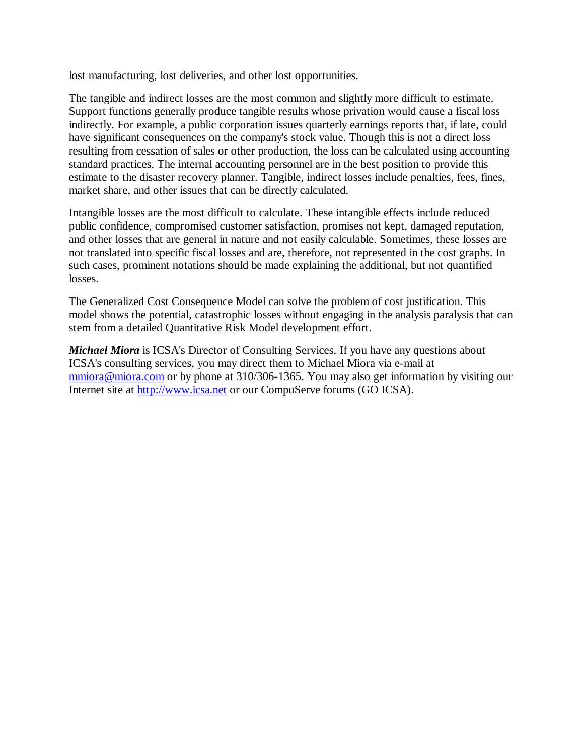lost manufacturing, lost deliveries, and other lost opportunities.

The tangible and indirect losses are the most common and slightly more difficult to estimate. Support functions generally produce tangible results whose privation would cause a fiscal loss indirectly. For example, a public corporation issues quarterly earnings reports that, if late, could have significant consequences on the company's stock value. Though this is not a direct loss resulting from cessation of sales or other production, the loss can be calculated using accounting standard practices. The internal accounting personnel are in the best position to provide this estimate to the disaster recovery planner. Tangible, indirect losses include penalties, fees, fines, market share, and other issues that can be directly calculated.

Intangible losses are the most difficult to calculate. These intangible effects include reduced public confidence, compromised customer satisfaction, promises not kept, damaged reputation, and other losses that are general in nature and not easily calculable. Sometimes, these losses are not translated into specific fiscal losses and are, therefore, not represented in the cost graphs. In such cases, prominent notations should be made explaining the additional, but not quantified losses.

The Generalized Cost Consequence Model can solve the problem of cost justification. This model shows the potential, catastrophic losses without engaging in the analysis paralysis that can stem from a detailed Quantitative Risk Model development effort.

***Michael Miora*** is ICSA's Director of Consulting Services. If you have any questions about ICSA's consulting services, you may direct them to Michael Miora via e-mail at mmiora@miora.com or by phone at 310/306-1365. You may also get information by visiting our Internet site at http://www.icsa.net or our CompuServe forums (GO ICSA).